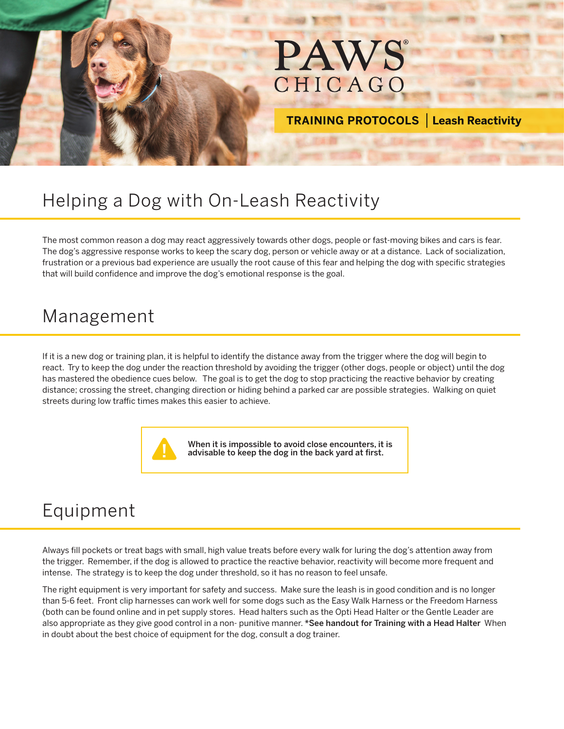PAWS® CHICAGO

**TRAINING PROTOCOLS | Leash Reactivity**

# Helping a Dog with On-Leash Reactivity

The most common reason a dog may react aggressively towards other dogs, people or fast-moving bikes and cars is fear. The dog's aggressive response works to keep the scary dog, person or vehicle away or at a distance. Lack of socialization, frustration or a previous bad experience are usually the root cause of this fear and helping the dog with specific strategies that will build confidence and improve the dog's emotional response is the goal.

# Management

If it is a new dog or training plan, it is helpful to identify the distance away from the trigger where the dog will begin to react. Try to keep the dog under the reaction threshold by avoiding the trigger (other dogs, people or object) until the dog has mastered the obedience cues below. The goal is to get the dog to stop practicing the reactive behavior by creating distance; crossing the street, changing direction or hiding behind a parked car are possible strategies. Walking on quiet streets during low traffic times makes this easier to achieve.

> **When it is impossible to avoid close encounters, it is advisable to keep the dog in the back yard at first.**

# Equipment

Always fill pockets or treat bags with small, high value treats before every walk for luring the dog's attention away from the trigger. Remember, if the dog is allowed to practice the reactive behavior, reactivity will become more frequent and intense. The strategy is to keep the dog under threshold, so it has no reason to feel unsafe.

The right equipment is very important for safety and success. Make sure the leash is in good condition and is no longer than 5-6 feet. Front clip harnesses can work well for some dogs such as the Easy Walk Harness or the Freedom Harness (both can be found online and in pet supply stores. Head halters such as the Opti Head Halter or the Gentle Leader are also appropriate as they give good control in a non- punitive manner. ***See handout for Training with a Head Halter** When in doubt about the best choice of equipment for the dog, consult a dog trainer.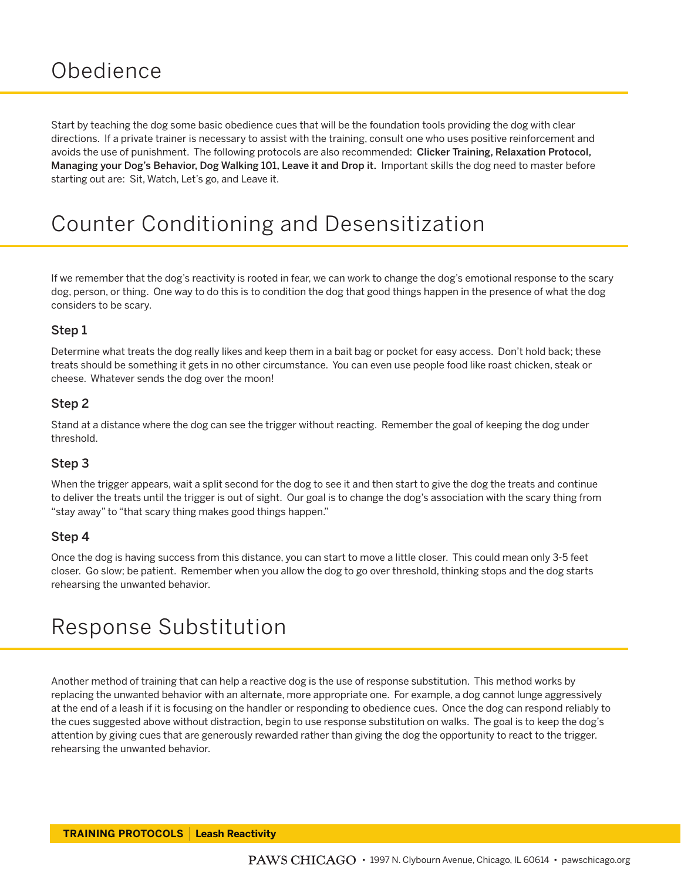# Obedience

Start by teaching the dog some basic obedience cues that will be the foundation tools providing the dog with clear directions. If a private trainer is necessary to assist with the training, consult one who uses positive reinforcement and avoids the use of punishment. The following protocols are also recommended: **Clicker Training, Relaxation Protocol, Managing your Dog's Behavior, Dog Walking 101, Leave it and Drop it.** Important skills the dog need to master before starting out are: Sit, Watch, Let's go, and Leave it.

# Counter Conditioning and Desensitization

If we remember that the dog's reactivity is rooted in fear, we can work to change the dog's emotional response to the scary dog, person, or thing. One way to do this is to condition the dog that good things happen in the presence of what the dog considers to be scary.

### Step 1

Determine what treats the dog really likes and keep them in a bait bag or pocket for easy access. Don't hold back; these treats should be something it gets in no other circumstance. You can even use people food like roast chicken, steak or cheese. Whatever sends the dog over the moon!

### Step 2

Stand at a distance where the dog can see the trigger without reacting. Remember the goal of keeping the dog under threshold.

### Step 3

When the trigger appears, wait a split second for the dog to see it and then start to give the dog the treats and continue to deliver the treats until the trigger is out of sight. Our goal is to change the dog's association with the scary thing from "stay away" to "that scary thing makes good things happen."

### Step 4

Once the dog is having success from this distance, you can start to move a little closer. This could mean only 3-5 feet closer. Go slow; be patient. Remember when you allow the dog to go over threshold, thinking stops and the dog starts rehearsing the unwanted behavior.

# Response Substitution

Another method of training that can help a reactive dog is the use of response substitution. This method works by replacing the unwanted behavior with an alternate, more appropriate one. For example, a dog cannot lunge aggressively at the end of a leash if it is focusing on the handler or responding to obedience cues. Once the dog can respond reliably to the cues suggested above without distraction, begin to use response substitution on walks. The goal is to keep the dog's attention by giving cues that are generously rewarded rather than giving the dog the opportunity to react to the trigger. rehearsing the unwanted behavior.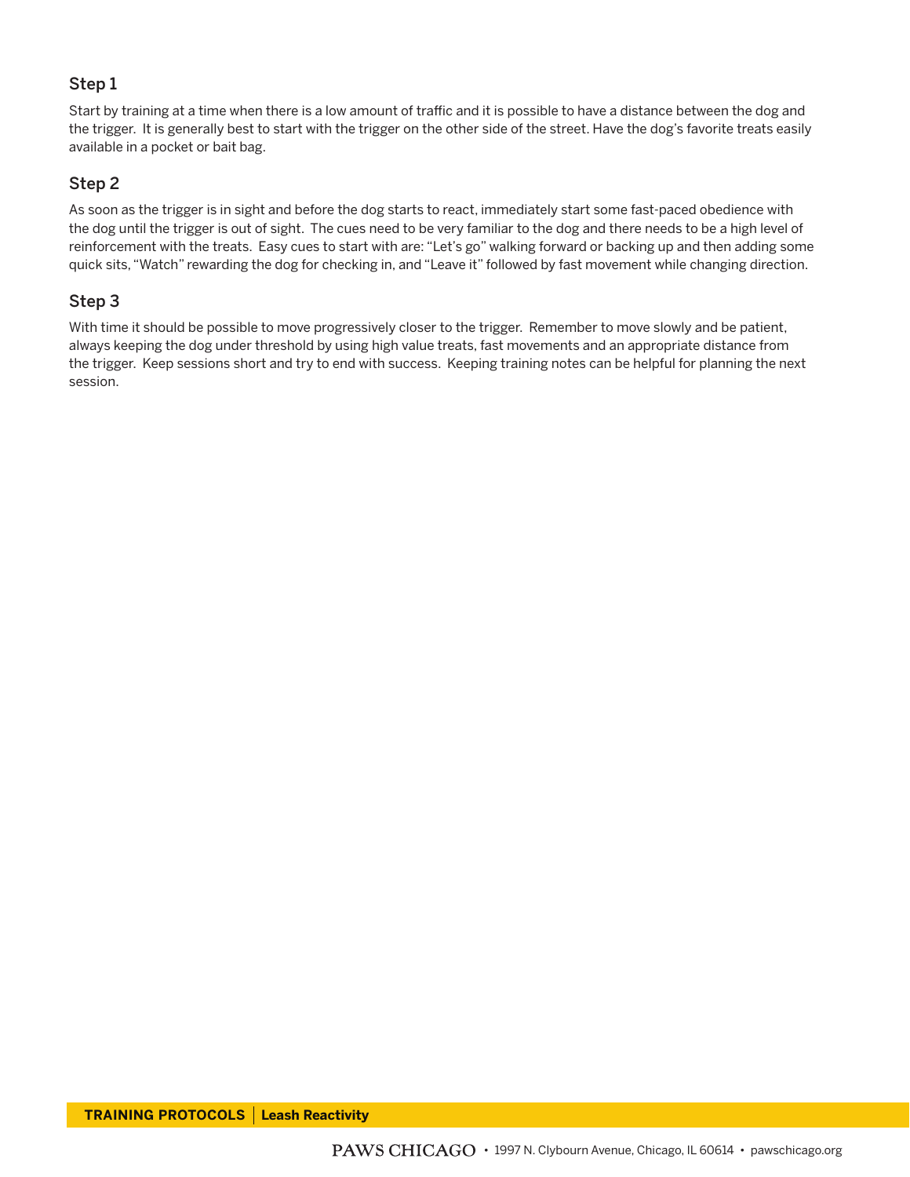## Step 1

Start by training at a time when there is a low amount of traffic and it is possible to have a distance between the dog and the trigger. It is generally best to start with the trigger on the other side of the street. Have the dog's favorite treats easily available in a pocket or bait bag.

## Step 2

As soon as the trigger is in sight and before the dog starts to react, immediately start some fast-paced obedience with the dog until the trigger is out of sight. The cues need to be very familiar to the dog and there needs to be a high level of reinforcement with the treats. Easy cues to start with are: "Let's go" walking forward or backing up and then adding some quick sits, "Watch" rewarding the dog for checking in, and "Leave it" followed by fast movement while changing direction.

## Step 3

With time it should be possible to move progressively closer to the trigger. Remember to move slowly and be patient, always keeping the dog under threshold by using high value treats, fast movements and an appropriate distance from the trigger. Keep sessions short and try to end with success. Keeping training notes can be helpful for planning the next session.